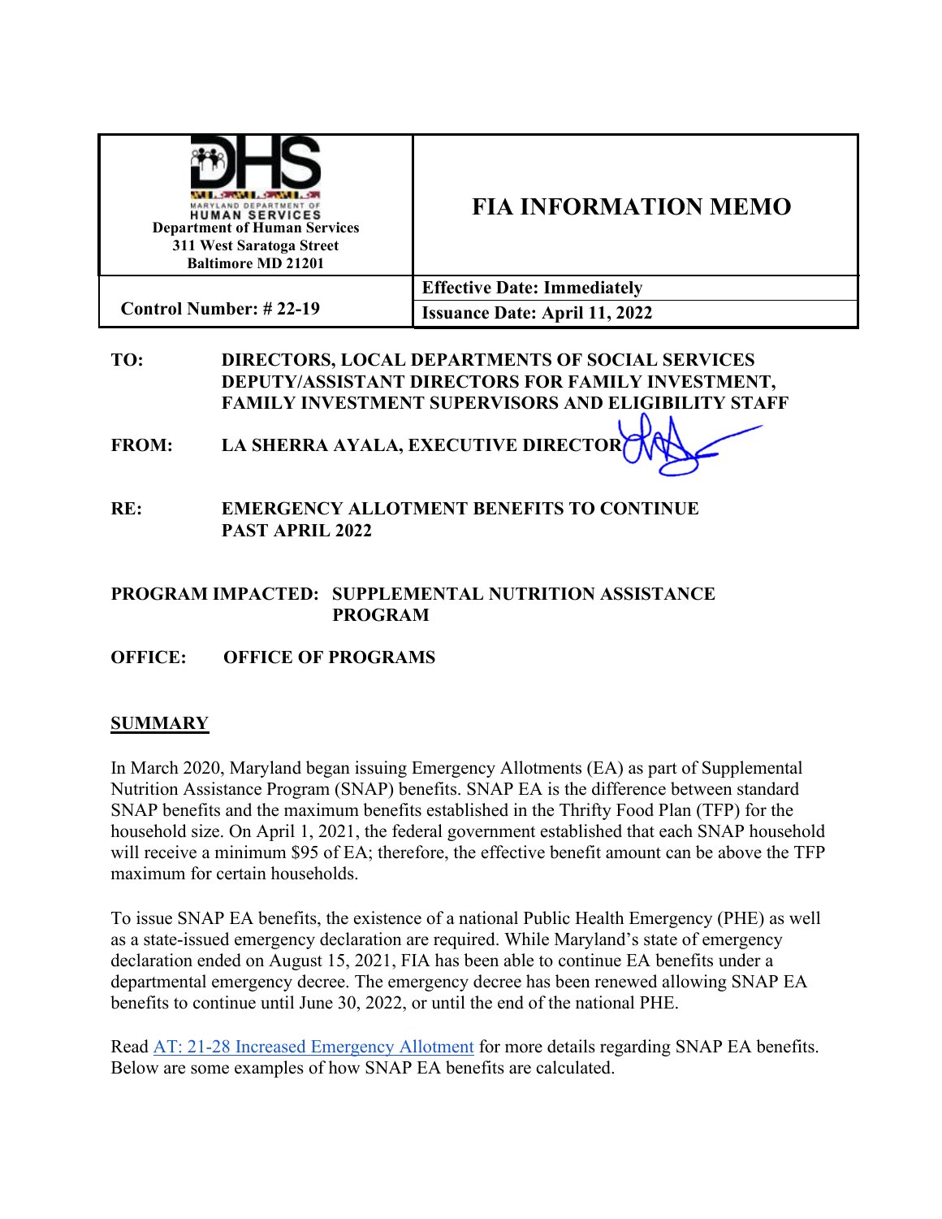| MARYLAND DEPARTMENT OF HUMAN SERVICES<br>Department of Human Services<br>311 West Saratoga Street<br>Baltimore MD 21201 | **FIA INFORMATION MEMO** |
|---|---|
| **Control Number: # 22-19** | **Effective Date: Immediately**<br>**Issuance Date: April 11, 2022** |

**TO:** DIRECTORS, LOCAL DEPARTMENTS OF SOCIAL SERVICES
DEPUTY/ASSISTANT DIRECTORS FOR FAMILY INVESTMENT,
FAMILY INVESTMENT SUPERVISORS AND ELIGIBILITY STAFF

**FROM:** LA SHERRA AYALA, EXECUTIVE DIRECTOR

**RE:** EMERGENCY ALLOTMENT BENEFITS TO CONTINUE PAST APRIL 2022

**PROGRAM IMPACTED:** SUPPLEMENTAL NUTRITION ASSISTANCE PROGRAM

**OFFICE:** OFFICE OF PROGRAMS

## SUMMARY

In March 2020, Maryland began issuing Emergency Allotments (EA) as part of Supplemental Nutrition Assistance Program (SNAP) benefits. SNAP EA is the difference between standard SNAP benefits and the maximum benefits established in the Thrifty Food Plan (TFP) for the household size. On April 1, 2021, the federal government established that each SNAP household will receive a minimum $95 of EA; therefore, the effective benefit amount can be above the TFP maximum for certain households.

To issue SNAP EA benefits, the existence of a national Public Health Emergency (PHE) as well as a state-issued emergency declaration are required. While Maryland's state of emergency declaration ended on August 15, 2021, FIA has been able to continue EA benefits under a departmental emergency decree. The emergency decree has been renewed allowing SNAP EA benefits to continue until June 30, 2022, or until the end of the national PHE.

Read AT: 21-28 Increased Emergency Allotment for more details regarding SNAP EA benefits. Below are some examples of how SNAP EA benefits are calculated.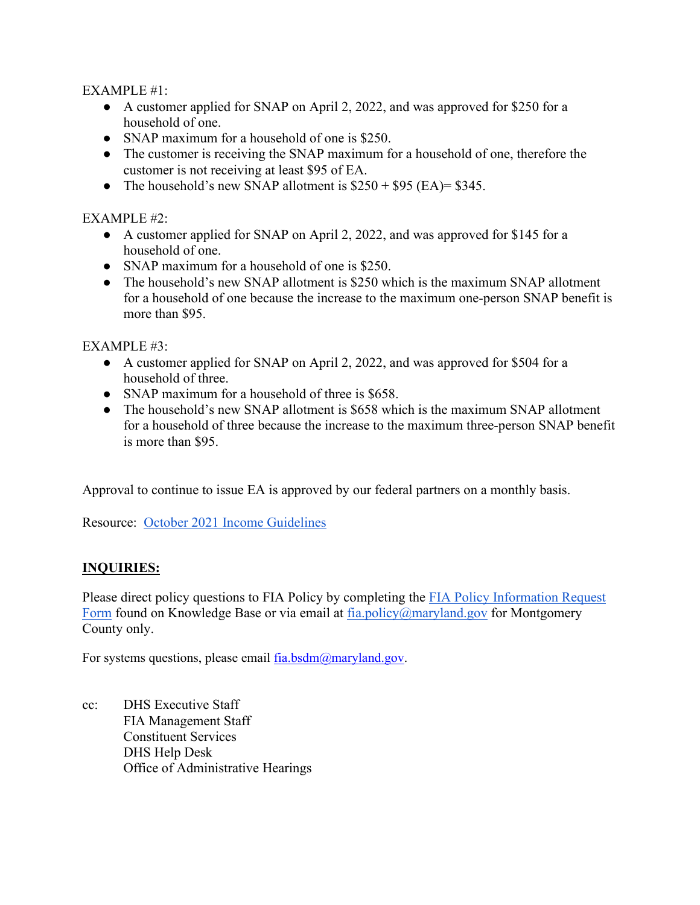EXAMPLE #1:

- A customer applied for SNAP on April 2, 2022, and was approved for $250 for a household of one.
- SNAP maximum for a household of one is $250.
- The customer is receiving the SNAP maximum for a household of one, therefore the customer is not receiving at least $95 of EA.
- The household's new SNAP allotment is $250 + $95 (EA)= $345.

EXAMPLE #2:

- A customer applied for SNAP on April 2, 2022, and was approved for $145 for a household of one.
- SNAP maximum for a household of one is $250.
- The household's new SNAP allotment is $250 which is the maximum SNAP allotment for a household of one because the increase to the maximum one-person SNAP benefit is more than $95.

EXAMPLE #3:

- A customer applied for SNAP on April 2, 2022, and was approved for $504 for a household of three.
- SNAP maximum for a household of three is $658.
- The household's new SNAP allotment is $658 which is the maximum SNAP allotment for a household of three because the increase to the maximum three-person SNAP benefit is more than $95.

Approval to continue to issue EA is approved by our federal partners on a monthly basis.

Resource: [October 2021 Income Guidelines]

## INQUIRIES:

Please direct policy questions to FIA Policy by completing the [FIA Policy Information Request Form] found on Knowledge Base or via email at fia.policy@maryland.gov for Montgomery County only.

For systems questions, please email fia.bsdm@maryland.gov.

cc: DHS Executive Staff
FIA Management Staff
Constituent Services
DHS Help Desk
Office of Administrative Hearings